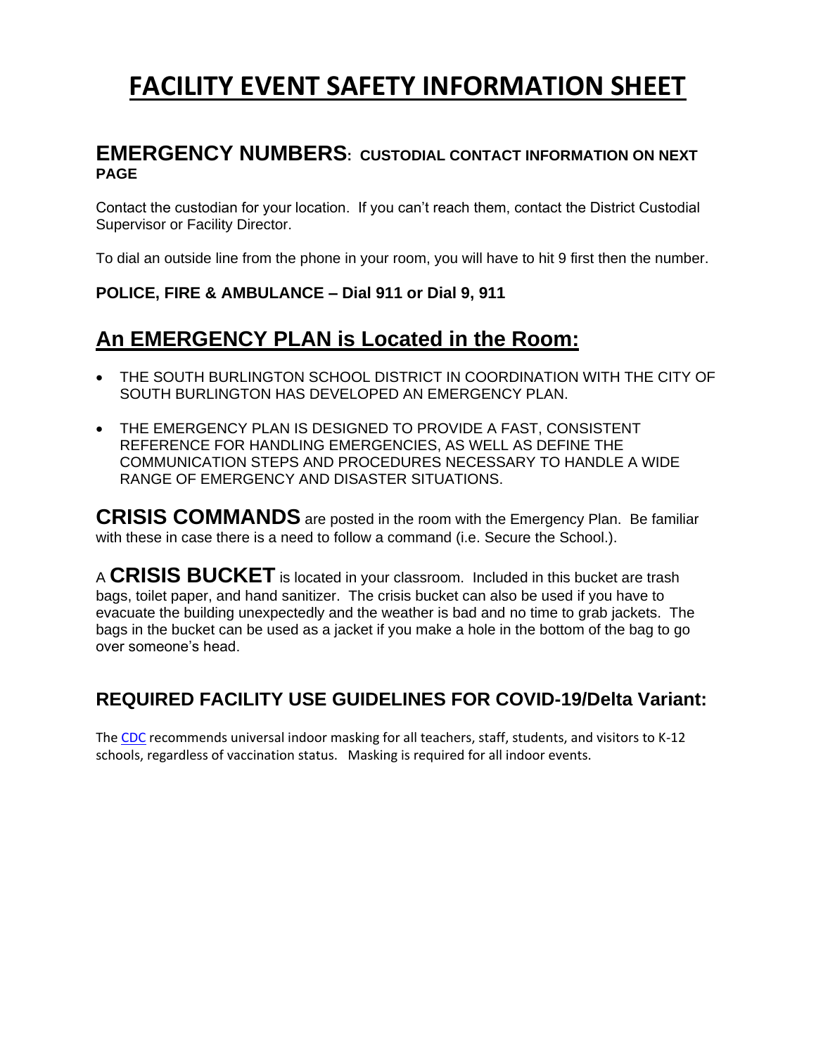# FACILITY EVENT SAFETY INFORMATION SHEET

## EMERGENCY NUMBERS: CUSTODIAL CONTACT INFORMATION ON NEXT PAGE

Contact the custodian for your location. If you can't reach them, contact the District Custodial Supervisor or Facility Director.

To dial an outside line from the phone in your room, you will have to hit 9 first then the number.

**POLICE, FIRE & AMBULANCE – Dial 911 or Dial 9, 911**

## An EMERGENCY PLAN is Located in the Room:

- THE SOUTH BURLINGTON SCHOOL DISTRICT IN COORDINATION WITH THE CITY OF SOUTH BURLINGTON HAS DEVELOPED AN EMERGENCY PLAN.
- THE EMERGENCY PLAN IS DESIGNED TO PROVIDE A FAST, CONSISTENT REFERENCE FOR HANDLING EMERGENCIES, AS WELL AS DEFINE THE COMMUNICATION STEPS AND PROCEDURES NECESSARY TO HANDLE A WIDE RANGE OF EMERGENCY AND DISASTER SITUATIONS.

**CRISIS COMMANDS** are posted in the room with the Emergency Plan. Be familiar with these in case there is a need to follow a command (i.e. Secure the School.).

A **CRISIS BUCKET** is located in your classroom. Included in this bucket are trash bags, toilet paper, and hand sanitizer. The crisis bucket can also be used if you have to evacuate the building unexpectedly and the weather is bad and no time to grab jackets. The bags in the bucket can be used as a jacket if you make a hole in the bottom of the bag to go over someone's head.

### REQUIRED FACILITY USE GUIDELINES FOR COVID-19/Delta Variant:

The CDC recommends universal indoor masking for all teachers, staff, students, and visitors to K-12 schools, regardless of vaccination status. Masking is required for all indoor events.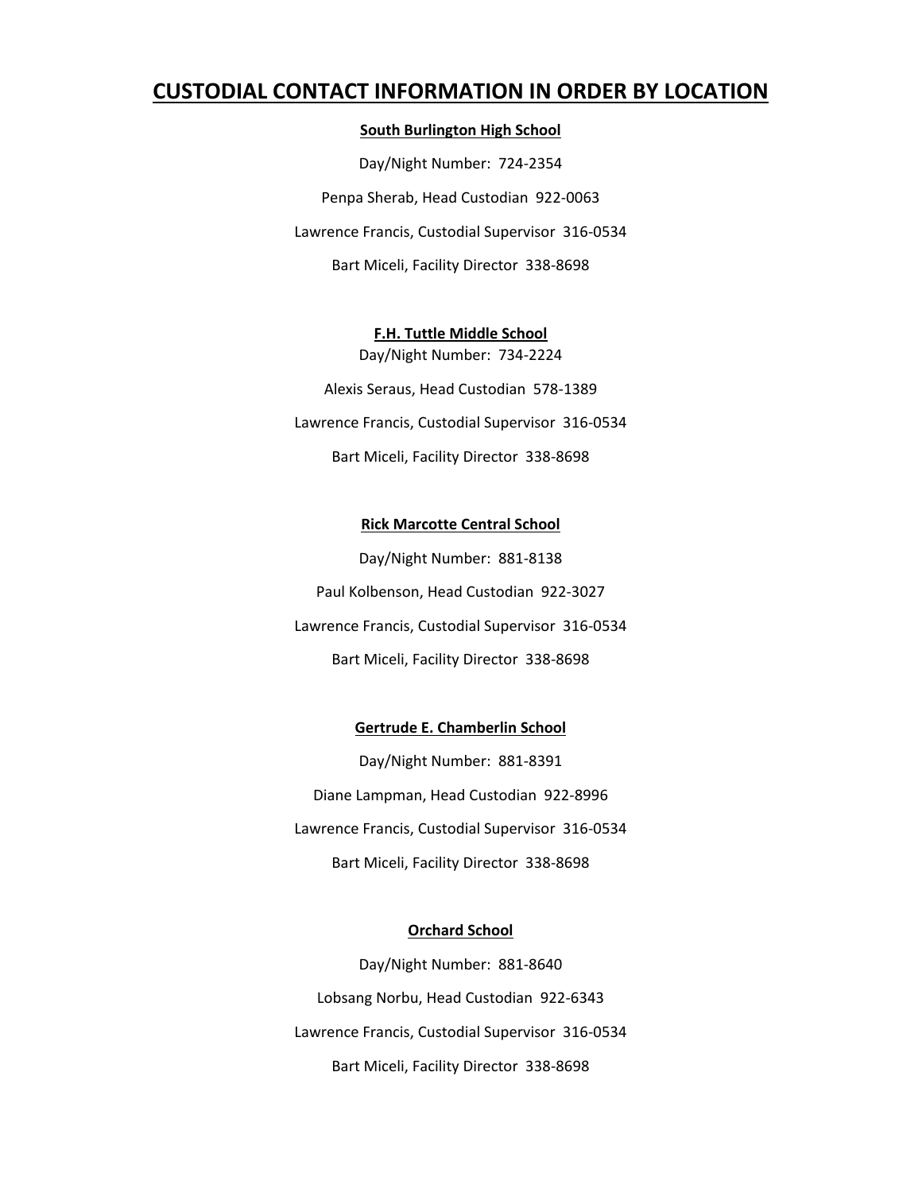# CUSTODIAL CONTACT INFORMATION IN ORDER BY LOCATION

**South Burlington High School**

Day/Night Number: 724-2354

Penpa Sherab, Head Custodian 922-0063

Lawrence Francis, Custodial Supervisor 316-0534

Bart Miceli, Facility Director 338-8698

**F.H. Tuttle Middle School**

Day/Night Number: 734-2224

Alexis Seraus, Head Custodian 578-1389

Lawrence Francis, Custodial Supervisor 316-0534

Bart Miceli, Facility Director 338-8698

**Rick Marcotte Central School**

Day/Night Number: 881-8138

Paul Kolbenson, Head Custodian 922-3027

Lawrence Francis, Custodial Supervisor 316-0534

Bart Miceli, Facility Director 338-8698

**Gertrude E. Chamberlin School**

Day/Night Number: 881-8391

Diane Lampman, Head Custodian 922-8996

Lawrence Francis, Custodial Supervisor 316-0534

Bart Miceli, Facility Director 338-8698

**Orchard School**

Day/Night Number: 881-8640

Lobsang Norbu, Head Custodian 922-6343

Lawrence Francis, Custodial Supervisor 316-0534

Bart Miceli, Facility Director 338-8698